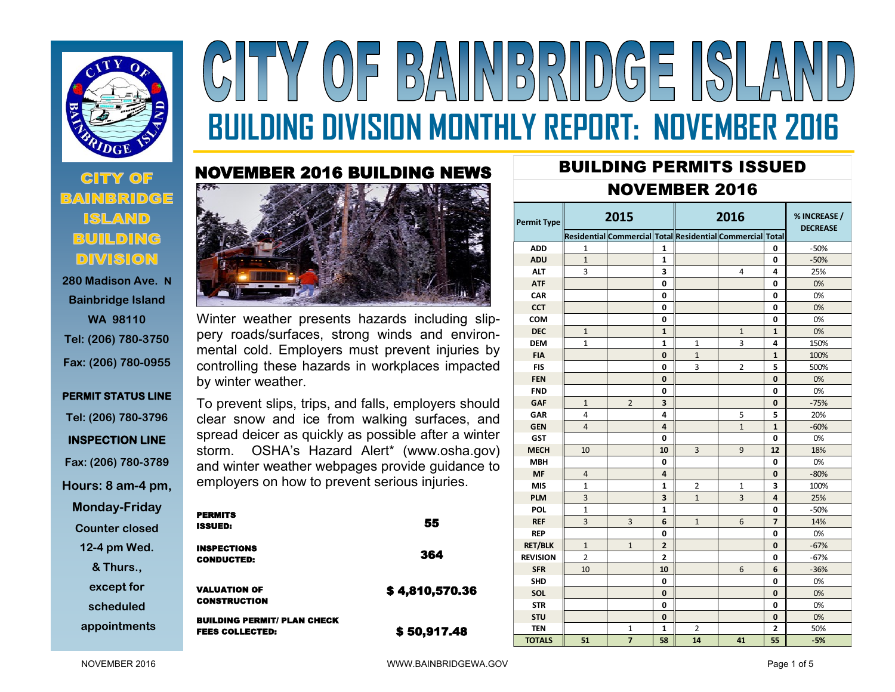# CITY OF BAINBRIDGE ISLAND

## BUILDING DIVISION MONTHLY REPORT: NOVEMBER 2016

**CITY OF BAINBRIDGE ISLAND BUILDING DIVISION**

280 Madison Ave. N
Bainbridge Island
WA 98110
Tel: (206) 780-3750
Fax: (206) 780-0955

**PERMIT STATUS LINE**
Tel: (206) 780-3796

**INSPECTION LINE**
Fax: (206) 780-3789

Hours: 8 am-4 pm, Monday-Friday
Counter closed 12-4 pm Wed. & Thurs., except for scheduled appointments

## NOVEMBER 2016 BUILDING NEWS

Winter weather presents hazards including slippery roads/surfaces, strong winds and environmental cold. Employers must prevent injuries by controlling these hazards in workplaces impacted by winter weather.

To prevent slips, trips, and falls, employers should clear snow and ice from walking surfaces, and spread deicer as quickly as possible after a winter storm. OSHA's Hazard Alert* (www.osha.gov) and winter weather webpages provide guidance to employers on how to prevent serious injuries.

| | |
|---|---|
| **PERMITS ISSUED:** | **55** |
| **INSPECTIONS CONDUCTED:** | **364** |
| **VALUATION OF CONSTRUCTION** | **$ 4,810,570.36** |
| **BUILDING PERMIT/ PLAN CHECK FEES COLLECTED:** | **$ 50,917.48** |

## BUILDING PERMITS ISSUED NOVEMBER 2016

| Permit Type | 2015 | | | 2016 | | | % INCREASE / DECREASE |
|---|---|---|---|---|---|---|---|
| | Residential | Commercial | Total | Residential | Commercial | Total | |
| ADD | 1 | | 1 | | | 0 | -50% |
| ADU | 1 | | 1 | | | 0 | -50% |
| ALT | 3 | | 3 | | 4 | 4 | 25% |
| ATF | | | 0 | | | 0 | 0% |
| CAR | | | 0 | | | 0 | 0% |
| CCT | | | 0 | | | 0 | 0% |
| COM | | | 0 | | | 0 | 0% |
| DEC | 1 | | 1 | | 1 | 1 | 0% |
| DEM | 1 | | 1 | 1 | 3 | 4 | 150% |
| FIA | | | 0 | 1 | | 1 | 100% |
| FIS | | | 0 | 3 | 2 | 5 | 500% |
| FEN | | | 0 | | | 0 | 0% |
| FND | | | 0 | | | 0 | 0% |
| GAF | 1 | 2 | 3 | | | 0 | -75% |
| GAR | 4 | | 4 | | 5 | 5 | 20% |
| GEN | 4 | | 4 | | 1 | 1 | -60% |
| GST | | | 0 | | | 0 | 0% |
| MECH | 10 | | 10 | 3 | 9 | 12 | 18% |
| MBH | | | 0 | | | 0 | 0% |
| MF | 4 | | 4 | | | 0 | -80% |
| MIS | 1 | | 1 | 2 | 1 | 3 | 100% |
| PLM | 3 | | 3 | 1 | 3 | 4 | 25% |
| POL | 1 | | 1 | | | 0 | -50% |
| REF | 3 | 3 | 6 | 1 | 6 | 7 | 14% |
| REP | | | 0 | | | 0 | 0% |
| RET/BLK | 1 | 1 | 2 | | | 0 | -67% |
| REVISION | 2 | | 2 | | | 0 | -67% |
| SFR | 10 | | 10 | | 6 | 6 | -36% |
| SHD | | | 0 | | | 0 | 0% |
| SOL | | | 0 | | | 0 | 0% |
| STR | | | 0 | | | 0 | 0% |
| STU | | | 0 | | | 0 | 0% |
| TEN | | 1 | 1 | 2 | | 2 | 50% |
| **TOTALS** | **51** | **7** | **58** | **14** | **41** | **55** | **-5%** |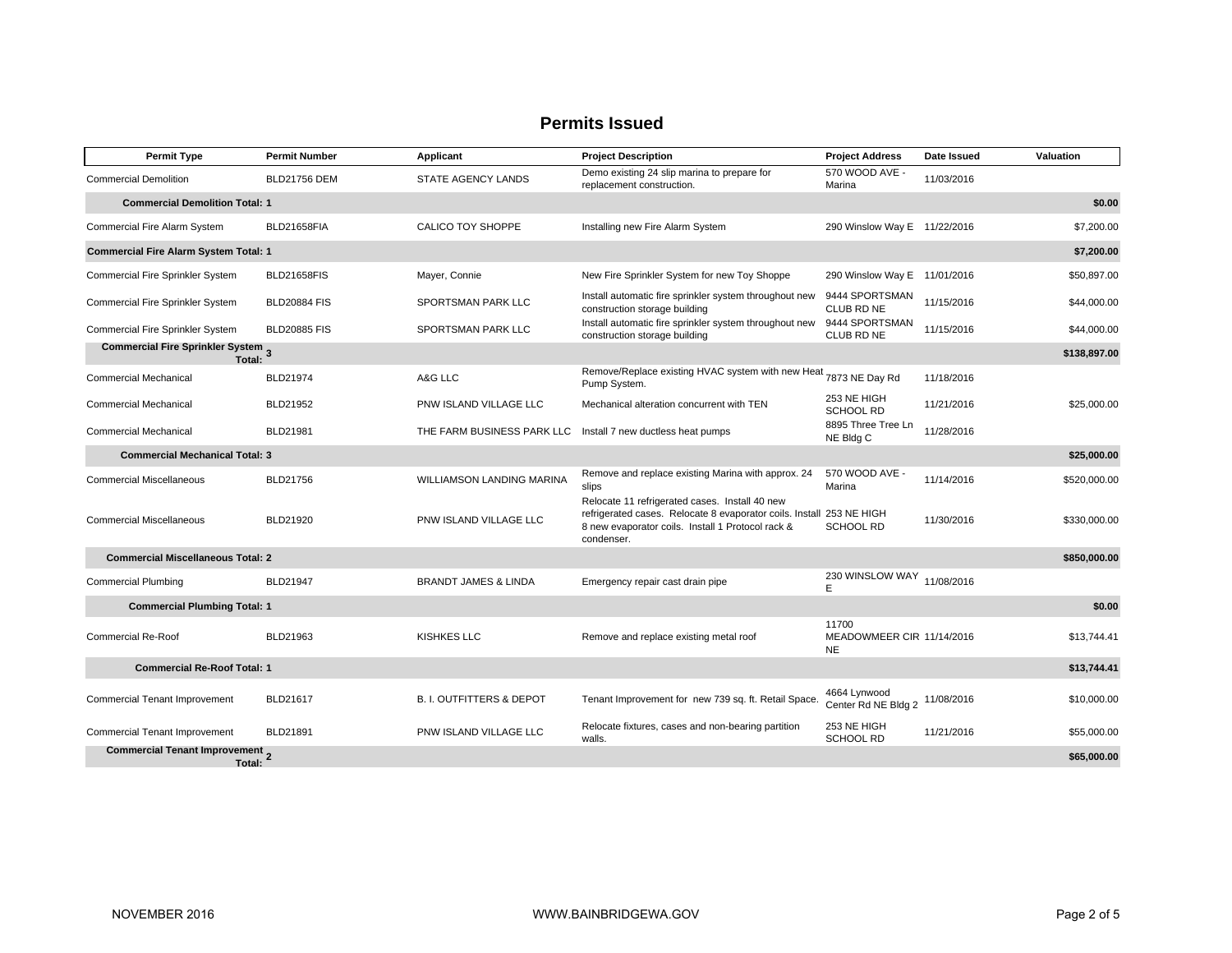# Permits Issued

| Permit Type | Permit Number | Applicant | Project Description | Project Address | Date Issued | Valuation |
|---|---|---|---|---|---|---|
| Commercial Demolition | BLD21756 DEM | STATE AGENCY LANDS | Demo existing 24 slip marina to prepare for replacement construction. | 570 WOOD AVE - Marina | 11/03/2016 | |
| **Commercial Demolition Total: 1** | | | | | | **$0.00** |
| Commercial Fire Alarm System | BLD21658FIA | CALICO TOY SHOPPE | Installing new Fire Alarm System | 290 Winslow Way E | 11/22/2016 | $7,200.00 |
| **Commercial Fire Alarm System Total: 1** | | | | | | **$7,200.00** |
| Commercial Fire Sprinkler System | BLD21658FIS | Mayer, Connie | New Fire Sprinkler System for new Toy Shoppe | 290 Winslow Way E | 11/01/2016 | $50,897.00 |
| Commercial Fire Sprinkler System | BLD20884 FIS | SPORTSMAN PARK LLC | Install automatic fire sprinkler system throughout new construction storage building | 9444 SPORTSMAN CLUB RD NE | 11/15/2016 | $44,000.00 |
| Commercial Fire Sprinkler System | BLD20885 FIS | SPORTSMAN PARK LLC | Install automatic fire sprinkler system throughout new construction storage building | 9444 SPORTSMAN CLUB RD NE | 11/15/2016 | $44,000.00 |
| **Commercial Fire Sprinkler System Total: 3** | | | | | | **$138,897.00** |
| Commercial Mechanical | BLD21974 | A&G LLC | Remove/Replace existing HVAC system with new Heat Pump System. | 7873 NE Day Rd | 11/18/2016 | |
| Commercial Mechanical | BLD21952 | PNW ISLAND VILLAGE LLC | Mechanical alteration concurrent with TEN | 253 NE HIGH SCHOOL RD | 11/21/2016 | $25,000.00 |
| Commercial Mechanical | BLD21981 | THE FARM BUSINESS PARK LLC | Install 7 new ductless heat pumps | 8895 Three Tree Ln NE Bldg C | 11/28/2016 | |
| **Commercial Mechanical Total: 3** | | | | | | **$25,000.00** |
| Commercial Miscellaneous | BLD21756 | WILLIAMSON LANDING MARINA | Remove and replace existing Marina with approx. 24 slips | 570 WOOD AVE - Marina | 11/14/2016 | $520,000.00 |
| Commercial Miscellaneous | BLD21920 | PNW ISLAND VILLAGE LLC | Relocate 11 refrigerated cases. Install 40 new refrigerated cases. Relocate 8 evaporator coils. Install 8 new evaporator coils. Install 1 Protocol rack & condenser. | 253 NE HIGH SCHOOL RD | 11/30/2016 | $330,000.00 |
| **Commercial Miscellaneous Total: 2** | | | | | | **$850,000.00** |
| Commercial Plumbing | BLD21947 | BRANDT JAMES & LINDA | Emergency repair cast drain pipe | 230 WINSLOW WAY E | 11/08/2016 | |
| **Commercial Plumbing Total: 1** | | | | | | **$0.00** |
| Commercial Re-Roof | BLD21963 | KISHKES LLC | Remove and replace existing metal roof | 11700 MEADOWMEER CIR NE | 11/14/2016 | $13,744.41 |
| **Commercial Re-Roof Total: 1** | | | | | | **$13,744.41** |
| Commercial Tenant Improvement | BLD21617 | B. I. OUTFITTERS & DEPOT | Tenant Improvement for new 739 sq. ft. Retail Space. | 4664 Lynwood Center Rd NE Bldg 2 | 11/08/2016 | $10,000.00 |
| Commercial Tenant Improvement | BLD21891 | PNW ISLAND VILLAGE LLC | Relocate fixtures, cases and non-bearing partition walls. | 253 NE HIGH SCHOOL RD | 11/21/2016 | $55,000.00 |
| **Commercial Tenant Improvement Total: 2** | | | | | | **$65,000.00** |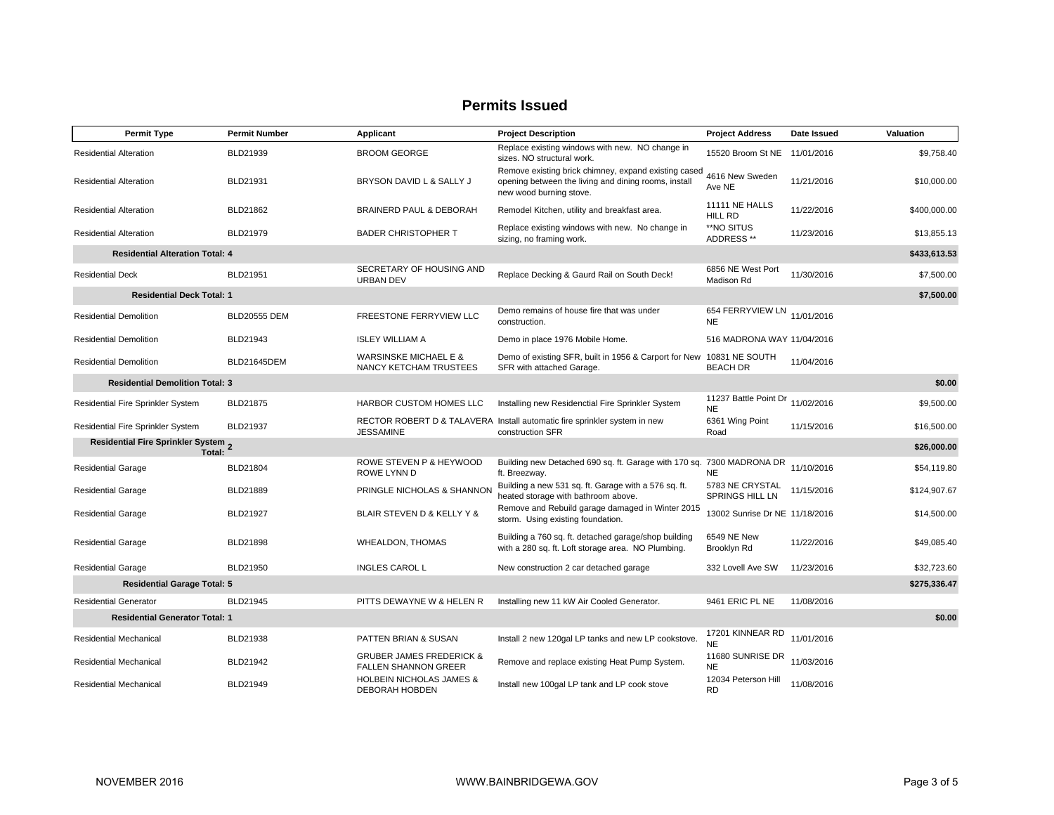## Permits Issued

| Permit Type | Permit Number | Applicant | Project Description | Project Address | Date Issued | Valuation |
|---|---|---|---|---|---|---|
| Residential Alteration | BLD21939 | BROOM GEORGE | Replace existing windows with new. NO change in sizes. NO structural work. | 15520 Broom St NE | 11/01/2016 | $9,758.40 |
| Residential Alteration | BLD21931 | BRYSON DAVID L & SALLY J | Remove existing brick chimney, expand existing cased opening between the living and dining rooms, install new wood burning stove. | 4616 New Sweden Ave NE | 11/21/2016 | $10,000.00 |
| Residential Alteration | BLD21862 | BRAINERD PAUL & DEBORAH | Remodel Kitchen, utility and breakfast area. | 11111 NE HALLS HILL RD | 11/22/2016 | $400,000.00 |
| Residential Alteration | BLD21979 | BADER CHRISTOPHER T | Replace existing windows with new. No change in sizing, no framing work. | **NO SITUS ADDRESS ** | 11/23/2016 | $13,855.13 |
| **Residential Alteration Total: 4** | | | | | | **$433,613.53** |
| Residential Deck | BLD21951 | SECRETARY OF HOUSING AND URBAN DEV | Replace Decking & Gaurd Rail on South Deck! | 6856 NE West Port Madison Rd | 11/30/2016 | $7,500.00 |
| **Residential Deck Total: 1** | | | | | | **$7,500.00** |
| Residential Demolition | BLD20555 DEM | FREESTONE FERRYVIEW LLC | Demo remains of house fire that was under construction. | 654 FERRYVIEW LN NE | 11/01/2016 | |
| Residential Demolition | BLD21943 | ISLEY WILLIAM A | Demo in place 1976 Mobile Home. | 516 MADRONA WAY | 11/04/2016 | |
| Residential Demolition | BLD21645DEM | WARSINSKE MICHAEL E & NANCY KETCHAM TRUSTEES | Demo of existing SFR, built in 1956 & Carport for New SFR with attached Garage. | 10831 NE SOUTH BEACH DR | 11/04/2016 | |
| **Residential Demolition Total: 3** | | | | | | **$0.00** |
| Residential Fire Sprinkler System | BLD21875 | HARBOR CUSTOM HOMES LLC | Installing new Residenctial Fire Sprinkler System | 11237 Battle Point Dr NE | 11/02/2016 | $9,500.00 |
| Residential Fire Sprinkler System | BLD21937 | RECTOR ROBERT D & TALAVERA JESSAMINE | Install automatic fire sprinkler system in new construction SFR | 6361 Wing Point Road | 11/15/2016 | $16,500.00 |
| **Residential Fire Sprinkler System Total: 2** | | | | | | **$26,000.00** |
| Residential Garage | BLD21804 | ROWE STEVEN P & HEYWOOD ROWE LYNN D | Building new Detached 690 sq. ft. Garage with 170 sq. ft. Breezway. | 7300 MADRONA DR NE | 11/10/2016 | $54,119.80 |
| Residential Garage | BLD21889 | PRINGLE NICHOLAS & SHANNON | Building a new 531 sq. ft. Garage with a 576 sq. ft. heated storage with bathroom above. | 5783 NE CRYSTAL SPRINGS HILL LN | 11/15/2016 | $124,907.67 |
| Residential Garage | BLD21927 | BLAIR STEVEN D & KELLY Y & | Remove and Rebuild garage damaged in Winter 2015 storm. Using existing foundation. | 13002 Sunrise Dr NE | 11/18/2016 | $14,500.00 |
| Residential Garage | BLD21898 | WHEALDON, THOMAS | Building a 760 sq. ft. detached garage/shop building with a 280 sq. ft. Loft storage area. NO Plumbing. | 6549 NE New Brooklyn Rd | 11/22/2016 | $49,085.40 |
| Residential Garage | BLD21950 | INGLES CAROL L | New construction 2 car detached garage | 332 Lovell Ave SW | 11/23/2016 | $32,723.60 |
| **Residential Garage Total: 5** | | | | | | **$275,336.47** |
| Residential Generator | BLD21945 | PITTS DEWAYNE W & HELEN R | Installing new 11 kW Air Cooled Generator. | 9461 ERIC PL NE | 11/08/2016 | |
| **Residential Generator Total: 1** | | | | | | **$0.00** |
| Residential Mechanical | BLD21938 | PATTEN BRIAN & SUSAN | Install 2 new 120gal LP tanks and new LP cookstove. | 17201 KINNEAR RD NE | 11/01/2016 | |
| Residential Mechanical | BLD21942 | GRUBER JAMES FREDERICK & FALLEN SHANNON GREER | Remove and replace existing Heat Pump System. | 11680 SUNRISE DR NE | 11/03/2016 | |
| Residential Mechanical | BLD21949 | HOLBEIN NICHOLAS JAMES & DEBORAH HOBDEN | Install new 100gal LP tank and LP cook stove | 12034 Peterson Hill RD | 11/08/2016 | |

NOVEMBER 2016 WWW.BAINBRIDGEWA.GOV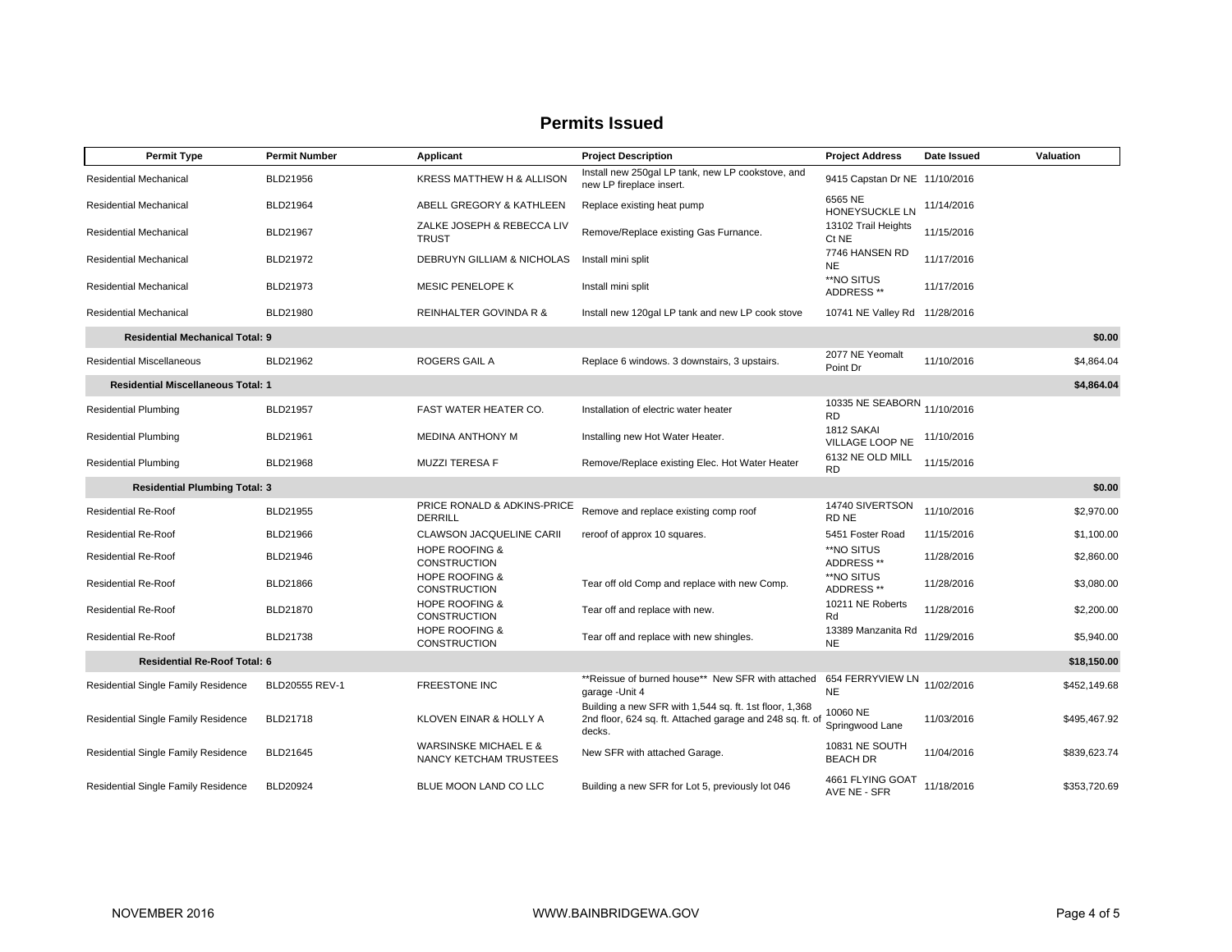# Permits Issued

| Permit Type | Permit Number | Applicant | Project Description | Project Address | Date Issued | Valuation |
|---|---|---|---|---|---|---|
| Residential Mechanical | BLD21956 | KRESS MATTHEW H & ALLISON | Install new 250gal LP tank, new LP cookstove, and new LP fireplace insert. | 9415 Capstan Dr NE | 11/10/2016 | |
| Residential Mechanical | BLD21964 | ABELL GREGORY & KATHLEEN | Replace existing heat pump | 6565 NE HONEYSUCKLE LN | 11/14/2016 | |
| Residential Mechanical | BLD21967 | ZALKE JOSEPH & REBECCA LIV TRUST | Remove/Replace existing Gas Furnance. | 13102 Trail Heights Ct NE | 11/15/2016 | |
| Residential Mechanical | BLD21972 | DEBRUYN GILLIAM & NICHOLAS | Install mini split | 7746 HANSEN RD NE | 11/17/2016 | |
| Residential Mechanical | BLD21973 | MESIC PENELOPE K | Install mini split | **NO SITUS ADDRESS ** | 11/17/2016 | |
| Residential Mechanical | BLD21980 | REINHALTER GOVINDA R & | Install new 120gal LP tank and new LP cook stove | 10741 NE Valley Rd | 11/28/2016 | |
| **Residential Mechanical Total: 9** | | | | | | **$0.00** |
| Residential Miscellaneous | BLD21962 | ROGERS GAIL A | Replace 6 windows. 3 downstairs, 3 upstairs. | 2077 NE Yeomalt Point Dr | 11/10/2016 | $4,864.04 |
| **Residential Miscellaneous Total: 1** | | | | | | **$4,864.04** |
| Residential Plumbing | BLD21957 | FAST WATER HEATER CO. | Installation of electric water heater | 10335 NE SEABORN RD | 11/10/2016 | |
| Residential Plumbing | BLD21961 | MEDINA ANTHONY M | Installing new Hot Water Heater. | 1812 SAKAI VILLAGE LOOP NE | 11/10/2016 | |
| Residential Plumbing | BLD21968 | MUZZI TERESA F | Remove/Replace existing Elec. Hot Water Heater | 6132 NE OLD MILL RD | 11/15/2016 | |
| **Residential Plumbing Total: 3** | | | | | | **$0.00** |
| Residential Re-Roof | BLD21955 | PRICE RONALD & ADKINS-PRICE DERRILL | Remove and replace existing comp roof | 14740 SIVERTSON RD NE | 11/10/2016 | $2,970.00 |
| Residential Re-Roof | BLD21966 | CLAWSON JACQUELINE CARII | reroof of approx 10 squares. | 5451 Foster Road | 11/15/2016 | $1,100.00 |
| Residential Re-Roof | BLD21946 | HOPE ROOFING & CONSTRUCTION | | **NO SITUS ADDRESS ** | 11/28/2016 | $2,860.00 |
| Residential Re-Roof | BLD21866 | HOPE ROOFING & CONSTRUCTION | Tear off old Comp and replace with new Comp. | **NO SITUS ADDRESS ** | 11/28/2016 | $3,080.00 |
| Residential Re-Roof | BLD21870 | HOPE ROOFING & CONSTRUCTION | Tear off and replace with new. | 10211 NE Roberts Rd | 11/28/2016 | $2,200.00 |
| Residential Re-Roof | BLD21738 | HOPE ROOFING & CONSTRUCTION | Tear off and replace with new shingles. | 13389 Manzanita Rd NE | 11/29/2016 | $5,940.00 |
| **Residential Re-Roof Total: 6** | | | | | | **$18,150.00** |
| Residential Single Family Residence | BLD20555 REV-1 | FREESTONE INC | **Reissue of burned house** New SFR with attached garage -Unit 4 | 654 FERRYVIEW LN NE | 11/02/2016 | $452,149.68 |
| Residential Single Family Residence | BLD21718 | KLOVEN EINAR & HOLLY A | Building a new SFR with 1,544 sq. ft. 1st floor, 1,368 2nd floor, 624 sq. ft. Attached garage and 248 sq. ft. of decks. | 10060 NE Springwood Lane | 11/03/2016 | $495,467.92 |
| Residential Single Family Residence | BLD21645 | WARSINSKE MICHAEL E & NANCY KETCHAM TRUSTEES | New SFR with attached Garage. | 10831 NE SOUTH BEACH DR | 11/04/2016 | $839,623.74 |
| Residential Single Family Residence | BLD20924 | BLUE MOON LAND CO LLC | Building a new SFR for Lot 5, previously lot 046 | 4661 FLYING GOAT AVE NE - SFR | 11/18/2016 | $353,720.69 |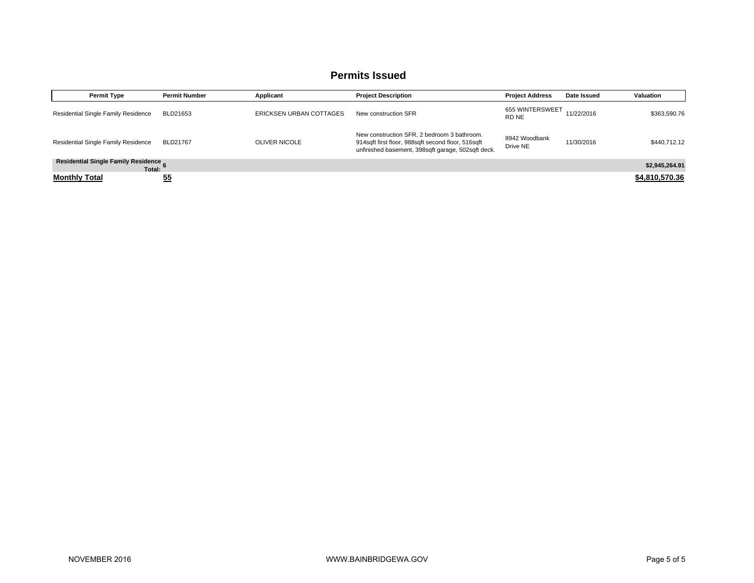## Permits Issued

| Permit Type | Permit Number | Applicant | Project Description | Project Address | Date Issued | Valuation |
|---|---|---|---|---|---|---|
| Residential Single Family Residence | BLD21653 | ERICKSEN URBAN COTTAGES | New construction SFR | 655 WINTERSWEET RD NE | 11/22/2016 | $363,590.76 |
| Residential Single Family Residence | BLD21767 | OLIVER NICOLE | New construction SFR, 2 bedroom 3 bathroom. 914sqft first floor, 988sqft second floor, 516sqft unfinished basement, 398sqft garage, 502sqft deck. | 8942 Woodbank Drive NE | 11/30/2016 | $440,712.12 |
| **Residential Single Family Residence Total:** | **6** | | | | | **$2,945,264.91** |
| **Monthly Total** | **55** | | | | | **$4,810,570.36** |